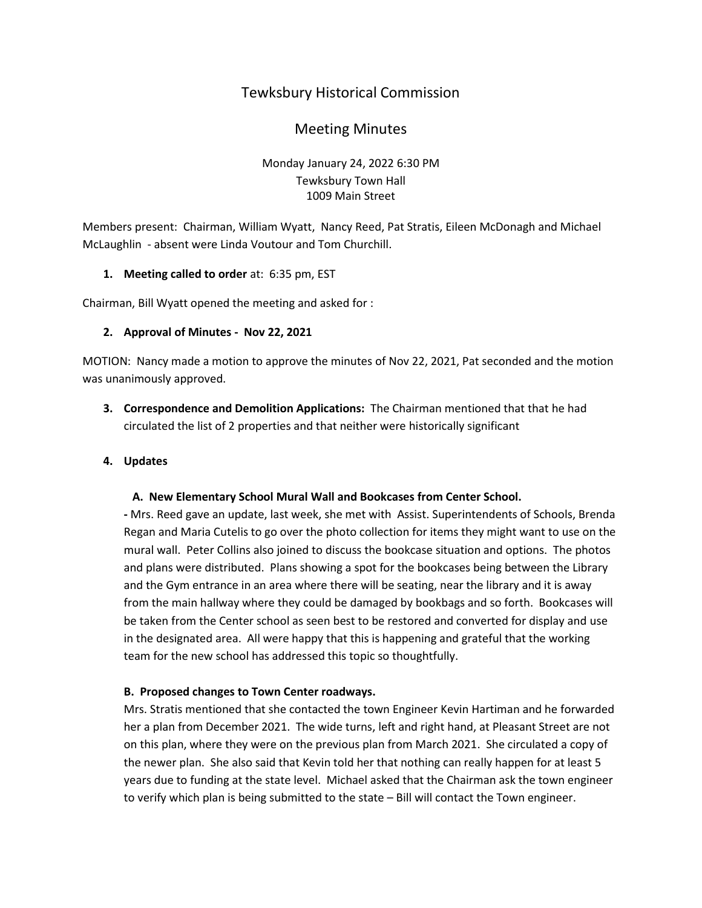# Tewksbury Historical Commission

## Meeting Minutes

Monday January 24, 2022 6:30 PM
Tewksbury Town Hall
1009 Main Street

Members present: Chairman, William Wyatt, Nancy Reed, Pat Stratis, Eileen McDonagh and Michael McLaughlin - absent were Linda Voutour and Tom Churchill.

1. **Meeting called to order** at: 6:35 pm, EST

Chairman, Bill Wyatt opened the meeting and asked for :

2. **Approval of Minutes - Nov 22, 2021**

MOTION: Nancy made a motion to approve the minutes of Nov 22, 2021, Pat seconded and the motion was unanimously approved.

3. **Correspondence and Demolition Applications:** The Chairman mentioned that that he had circulated the list of 2 properties and that neither were historically significant

4. **Updates**

   **A. New Elementary School Mural Wall and Bookcases from Center School.**
   - Mrs. Reed gave an update, last week, she met with Assist. Superintendents of Schools, Brenda Regan and Maria Cutelis to go over the photo collection for items they might want to use on the mural wall. Peter Collins also joined to discuss the bookcase situation and options. The photos and plans were distributed. Plans showing a spot for the bookcases being between the Library and the Gym entrance in an area where there will be seating, near the library and it is away from the main hallway where they could be damaged by bookbags and so forth. Bookcases will be taken from the Center school as seen best to be restored and converted for display and use in the designated area. All were happy that this is happening and grateful that the working team for the new school has addressed this topic so thoughtfully.

   **B. Proposed changes to Town Center roadways.**
   Mrs. Stratis mentioned that she contacted the town Engineer Kevin Hartiman and he forwarded her a plan from December 2021. The wide turns, left and right hand, at Pleasant Street are not on this plan, where they were on the previous plan from March 2021. She circulated a copy of the newer plan. She also said that Kevin told her that nothing can really happen for at least 5 years due to funding at the state level. Michael asked that the Chairman ask the town engineer to verify which plan is being submitted to the state – Bill will contact the Town engineer.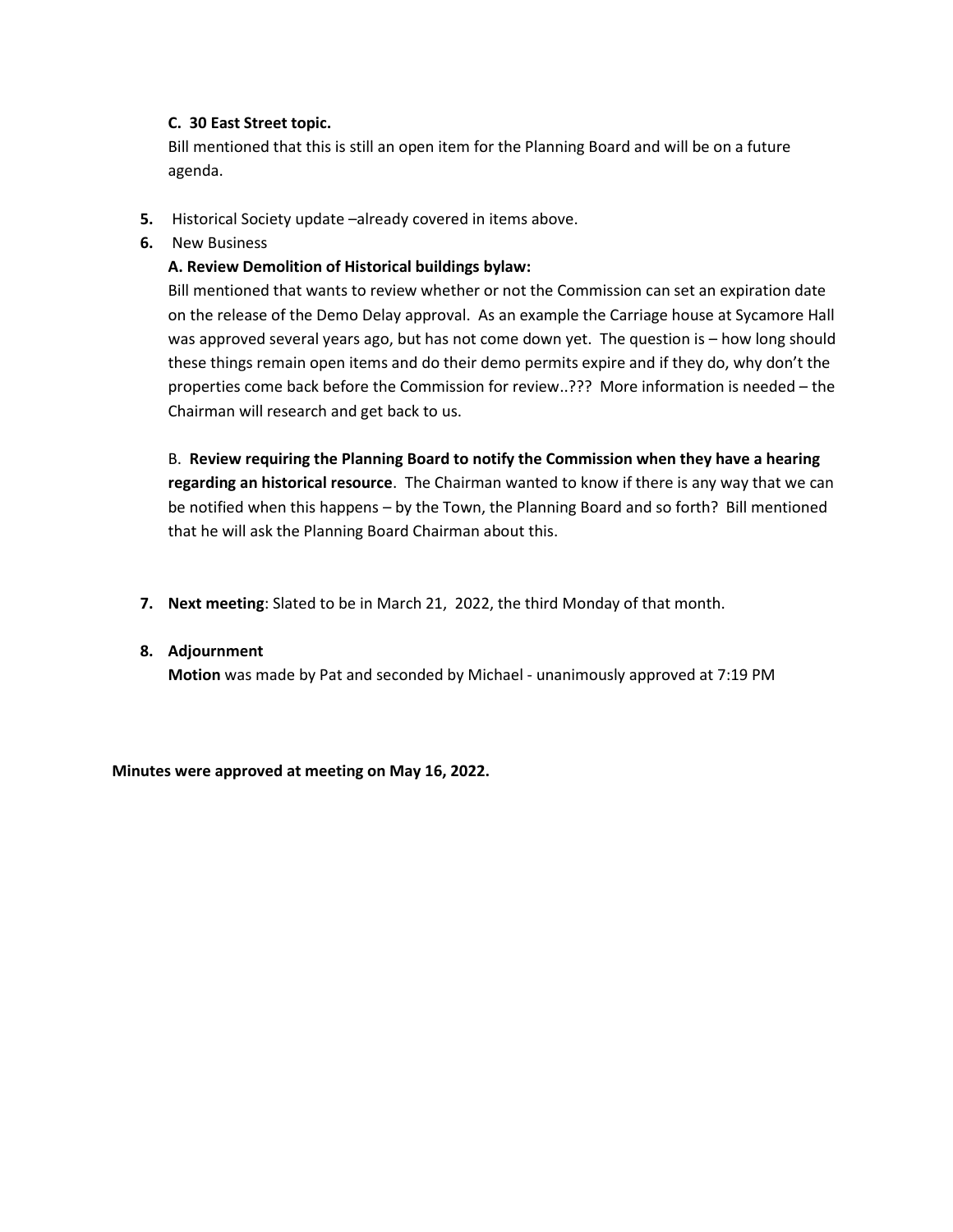**C. 30 East Street topic.**

Bill mentioned that this is still an open item for the Planning Board and will be on a future agenda.

**5.** Historical Society update –already covered in items above.

**6.** New Business

**A. Review Demolition of Historical buildings bylaw:**

Bill mentioned that wants to review whether or not the Commission can set an expiration date on the release of the Demo Delay approval. As an example the Carriage house at Sycamore Hall was approved several years ago, but has not come down yet. The question is – how long should these things remain open items and do their demo permits expire and if they do, why don't the properties come back before the Commission for review..??? More information is needed – the Chairman will research and get back to us.

B. **Review requiring the Planning Board to notify the Commission when they have a hearing regarding an historical resource**. The Chairman wanted to know if there is any way that we can be notified when this happens – by the Town, the Planning Board and so forth? Bill mentioned that he will ask the Planning Board Chairman about this.

**7. Next meeting**: Slated to be in March 21, 2022, the third Monday of that month.

**8. Adjournment**

**Motion** was made by Pat and seconded by Michael - unanimously approved at 7:19 PM

**Minutes were approved at meeting on May 16, 2022.**